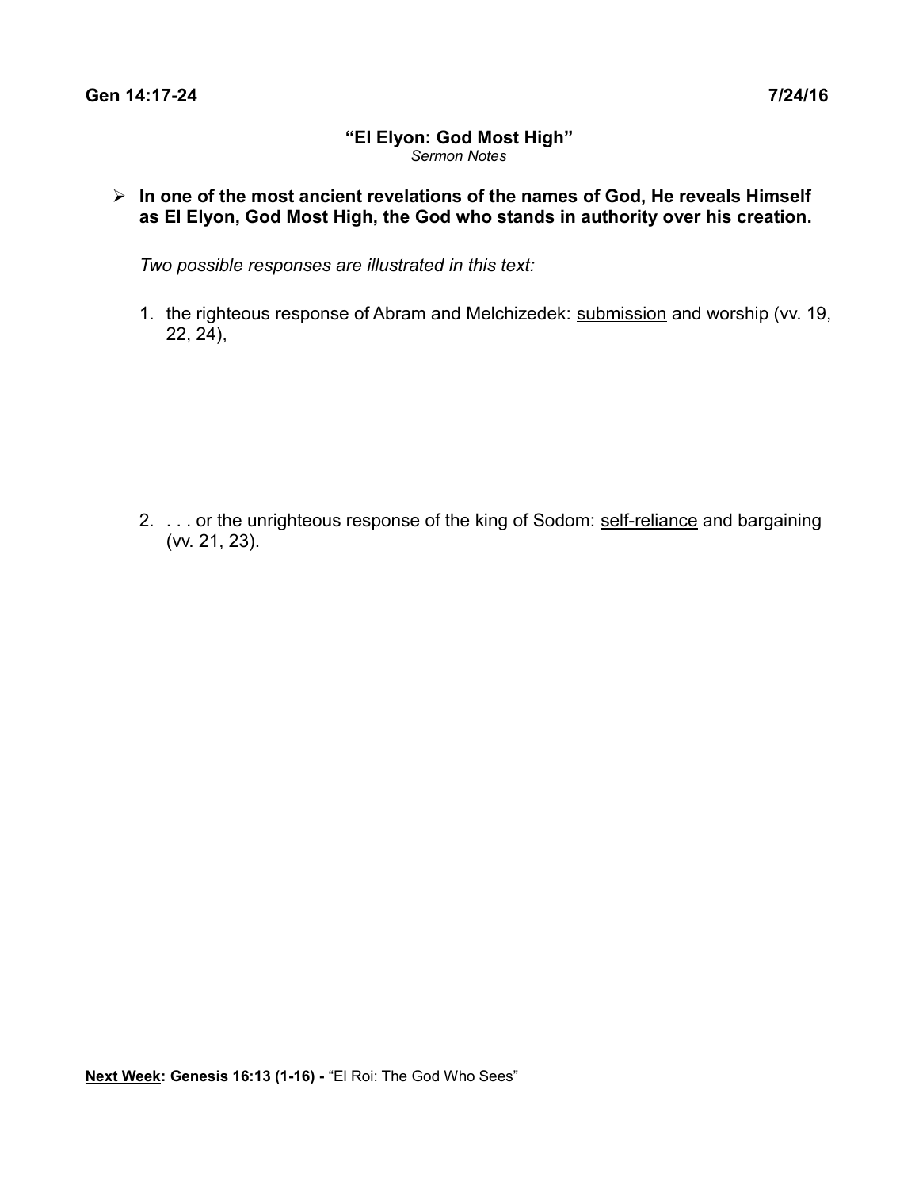**Gen 14:17-24** **7/24/16**

# "El Elyon: God Most High"

*Sermon Notes*

- **In one of the most ancient revelations of the names of God, He reveals Himself as El Elyon, God Most High, the God who stands in authority over his creation.**

  *Two possible responses are illustrated in this text:*

  1. the righteous response of Abram and Melchizedek: <u>submission</u> and worship (vv. 19, 22, 24),

  2. . . . or the unrighteous response of the king of Sodom: <u>self-reliance</u> and bargaining (vv. 21, 23).

**<u>Next Week</u>: Genesis 16:13 (1-16) -** "El Roi: The God Who Sees"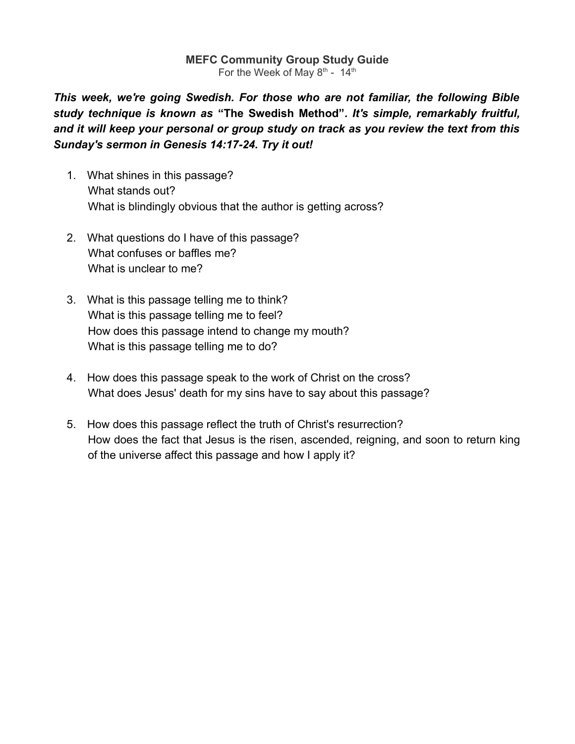**MEFC Community Group Study Guide**

For the Week of May 8th - 14th

***This week, we're going Swedish. For those who are not familiar, the following Bible study technique is known as* "The Swedish Method"*. It's simple, remarkably fruitful, and it will keep your personal or group study on track as you review the text from this Sunday's sermon in Genesis 14:17-24. Try it out!***

1. What shines in this passage?
   What stands out?
   What is blindingly obvious that the author is getting across?

2. What questions do I have of this passage?
   What confuses or baffles me?
   What is unclear to me?

3. What is this passage telling me to think?
   What is this passage telling me to feel?
   How does this passage intend to change my mouth?
   What is this passage telling me to do?

4. How does this passage speak to the work of Christ on the cross?
   What does Jesus' death for my sins have to say about this passage?

5. How does this passage reflect the truth of Christ's resurrection?
   How does the fact that Jesus is the risen, ascended, reigning, and soon to return king of the universe affect this passage and how I apply it?